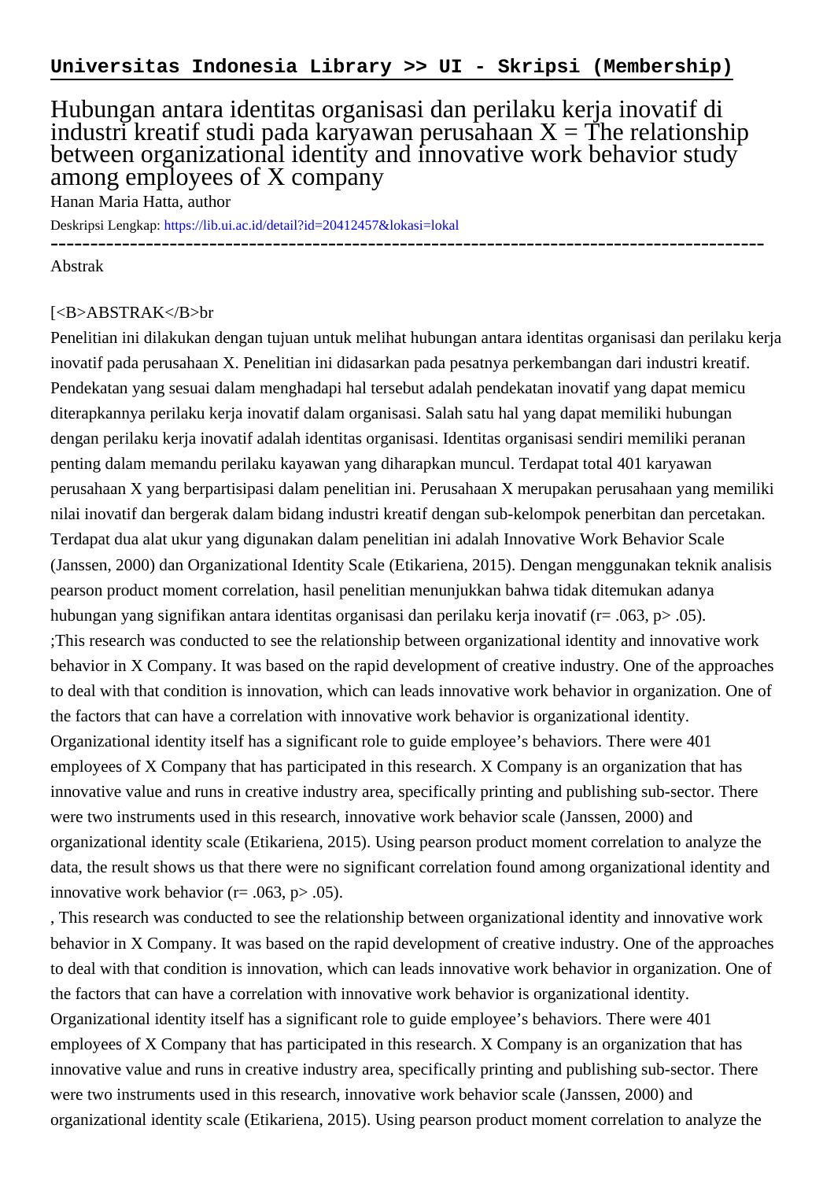**Universitas Indonesia Library >> UI - Skripsi (Membership)**

# Hubungan antara identitas organisasi dan perilaku kerja inovatif di industri kreatif studi pada karyawan perusahaan X = The relationship between organizational identity and innovative work behavior study among employees of X company

Hanan Maria Hatta, author

Deskripsi Lengkap: https://lib.ui.ac.id/detail?id=20412457&lokasi=lokal

------------------------------------------------------------------------------------------

Abstrak

[<B>ABSTRAK</B>br

Penelitian ini dilakukan dengan tujuan untuk melihat hubungan antara identitas organisasi dan perilaku kerja inovatif pada perusahaan X. Penelitian ini didasarkan pada pesatnya perkembangan dari industri kreatif. Pendekatan yang sesuai dalam menghadapi hal tersebut adalah pendekatan inovatif yang dapat memicu diterapkannya perilaku kerja inovatif dalam organisasi. Salah satu hal yang dapat memiliki hubungan dengan perilaku kerja inovatif adalah identitas organisasi. Identitas organisasi sendiri memiliki peranan penting dalam memandu perilaku kayawan yang diharapkan muncul. Terdapat total 401 karyawan perusahaan X yang berpartisipasi dalam penelitian ini. Perusahaan X merupakan perusahaan yang memiliki nilai inovatif dan bergerak dalam bidang industri kreatif dengan sub-kelompok penerbitan dan percetakan. Terdapat dua alat ukur yang digunakan dalam penelitian ini adalah Innovative Work Behavior Scale (Janssen, 2000) dan Organizational Identity Scale (Etikariena, 2015). Dengan menggunakan teknik analisis pearson product moment correlation, hasil penelitian menunjukkan bahwa tidak ditemukan adanya hubungan yang signifikan antara identitas organisasi dan perilaku kerja inovatif ($r= .063$, $p> .05$).
;This research was conducted to see the relationship between organizational identity and innovative work behavior in X Company. It was based on the rapid development of creative industry. One of the approaches to deal with that condition is innovation, which can leads innovative work behavior in organization. One of the factors that can have a correlation with innovative work behavior is organizational identity. Organizational identity itself has a significant role to guide employee’s behaviors. There were 401 employees of X Company that has participated in this research. X Company is an organization that has innovative value and runs in creative industry area, specifically printing and publishing sub-sector. There were two instruments used in this research, innovative work behavior scale (Janssen, 2000) and organizational identity scale (Etikariena, 2015). Using pearson product moment correlation to analyze the data, the result shows us that there were no significant correlation found among organizational identity and innovative work behavior ($r= .063$, $p> .05$).
, This research was conducted to see the relationship between organizational identity and innovative work behavior in X Company. It was based on the rapid development of creative industry. One of the approaches to deal with that condition is innovation, which can leads innovative work behavior in organization. One of the factors that can have a correlation with innovative work behavior is organizational identity. Organizational identity itself has a significant role to guide employee’s behaviors. There were 401 employees of X Company that has participated in this research. X Company is an organization that has innovative value and runs in creative industry area, specifically printing and publishing sub-sector. There were two instruments used in this research, innovative work behavior scale (Janssen, 2000) and organizational identity scale (Etikariena, 2015). Using pearson product moment correlation to analyze the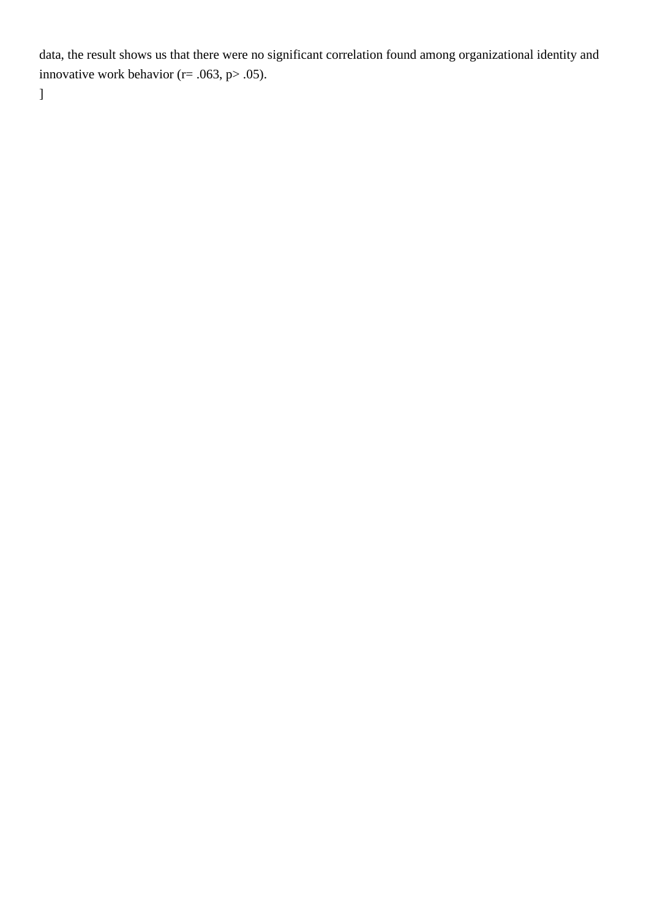data, the result shows us that there were no significant correlation found among organizational identity and innovative work behavior ($r = .063$, $p > .05$).
]